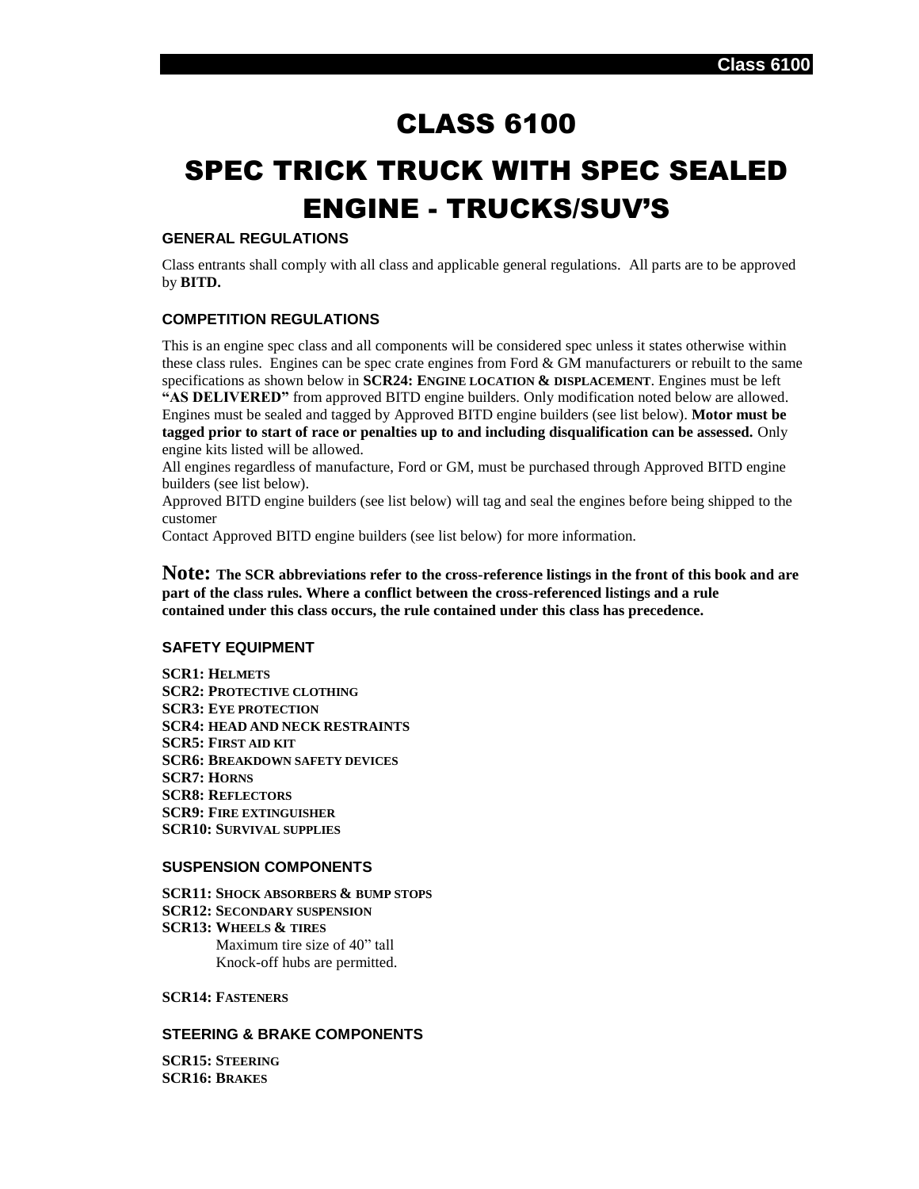# CLASS 6100

# SPEC TRICK TRUCK WITH SPEC SEALED ENGINE - TRUCKS/SUV'S

### GENERAL REGULATIONS

Class entrants shall comply with all class and applicable general regulations. All parts are to be approved by **BITD.**

### COMPETITION REGULATIONS

This is an engine spec class and all components will be considered spec unless it states otherwise within these class rules. Engines can be spec crate engines from Ford & GM manufacturers or rebuilt to the same specifications as shown below in **SCR24: ENGINE LOCATION & DISPLACEMENT**. Engines must be left **"AS DELIVERED"** from approved BITD engine builders. Only modification noted below are allowed. Engines must be sealed and tagged by Approved BITD engine builders (see list below). **Motor must be tagged prior to start of race or penalties up to and including disqualification can be assessed.** Only engine kits listed will be allowed.

All engines regardless of manufacture, Ford or GM, must be purchased through Approved BITD engine builders (see list below).

Approved BITD engine builders (see list below) will tag and seal the engines before being shipped to the customer

Contact Approved BITD engine builders (see list below) for more information.

**Note: The SCR abbreviations refer to the cross-reference listings in the front of this book and are part of the class rules. Where a conflict between the cross-referenced listings and a rule contained under this class occurs, the rule contained under this class has precedence.**

### SAFETY EQUIPMENT

**SCR1: HELMETS**
**SCR2: PROTECTIVE CLOTHING**
**SCR3: EYE PROTECTION**
**SCR4: HEAD AND NECK RESTRAINTS**
**SCR5: FIRST AID KIT**
**SCR6: BREAKDOWN SAFETY DEVICES**
**SCR7: HORNS**
**SCR8: REFLECTORS**
**SCR9: FIRE EXTINGUISHER**
**SCR10: SURVIVAL SUPPLIES**

### SUSPENSION COMPONENTS

**SCR11: SHOCK ABSORBERS & BUMP STOPS**
**SCR12: SECONDARY SUSPENSION**
**SCR13: WHEELS & TIRES**

Maximum tire size of 40" tall
Knock-off hubs are permitted.

**SCR14: FASTENERS**

### STEERING & BRAKE COMPONENTS

**SCR15: STEERING**
**SCR16: BRAKES**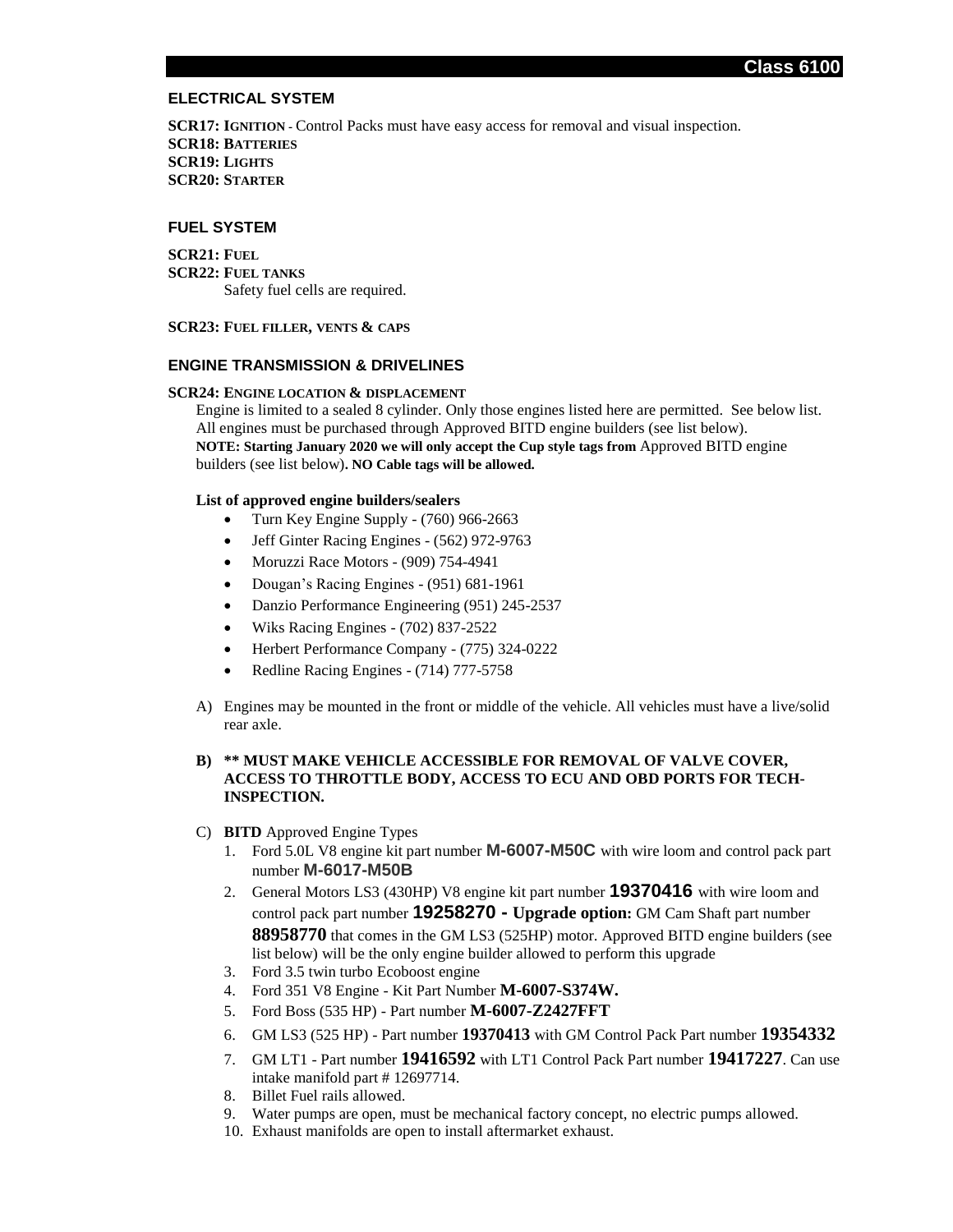## ELECTRICAL SYSTEM

**SCR17: IGNITION** - Control Packs must have easy access for removal and visual inspection.
**SCR18: BATTERIES**
**SCR19: LIGHTS**
**SCR20: STARTER**

## FUEL SYSTEM

**SCR21: FUEL**
**SCR22: FUEL TANKS**
Safety fuel cells are required.

**SCR23: FUEL FILLER, VENTS & CAPS**

## ENGINE TRANSMISSION & DRIVELINES

**SCR24: ENGINE LOCATION & DISPLACEMENT**

Engine is limited to a sealed 8 cylinder. Only those engines listed here are permitted. See below list. All engines must be purchased through Approved BITD engine builders (see list below).
**NOTE: Starting January 2020 we will only accept the Cup style tags from** Approved BITD engine builders (see list below)**. NO Cable tags will be allowed.**

**List of approved engine builders/sealers**

- Turn Key Engine Supply - (760) 966-2663
- Jeff Ginter Racing Engines - (562) 972-9763
- Moruzzi Race Motors - (909) 754-4941
- Dougan's Racing Engines - (951) 681-1961
- Danzio Performance Engineering (951) 245-2537
- Wiks Racing Engines - (702) 837-2522
- Herbert Performance Company - (775) 324-0222
- Redline Racing Engines - (714) 777-5758

A) Engines may be mounted in the front or middle of the vehicle. All vehicles must have a live/solid rear axle.

**B) \*\* MUST MAKE VEHICLE ACCESSIBLE FOR REMOVAL OF VALVE COVER, ACCESS TO THROTTLE BODY, ACCESS TO ECU AND OBD PORTS FOR TECH-INSPECTION.**

C) **BITD** Approved Engine Types

1. Ford 5.0L V8 engine kit part number **M-6007-M50C** with wire loom and control pack part number **M-6017-M50B**
2. General Motors LS3 (430HP) V8 engine kit part number **19370416** with wire loom and control pack part number **19258270 - Upgrade option:** GM Cam Shaft part number **88958770** that comes in the GM LS3 (525HP) motor. Approved BITD engine builders (see list below) will be the only engine builder allowed to perform this upgrade
3. Ford 3.5 twin turbo Ecoboost engine
4. Ford 351 V8 Engine - Kit Part Number **M-6007-S374W.**
5. Ford Boss (535 HP) - Part number **M-6007-Z2427FFT**
6. GM LS3 (525 HP) - Part number **19370413** with GM Control Pack Part number **19354332**
7. GM LT1 - Part number **19416592** with LT1 Control Pack Part number **19417227**. Can use intake manifold part # 12697714.
8. Billet Fuel rails allowed.
9. Water pumps are open, must be mechanical factory concept, no electric pumps allowed.
10. Exhaust manifolds are open to install aftermarket exhaust.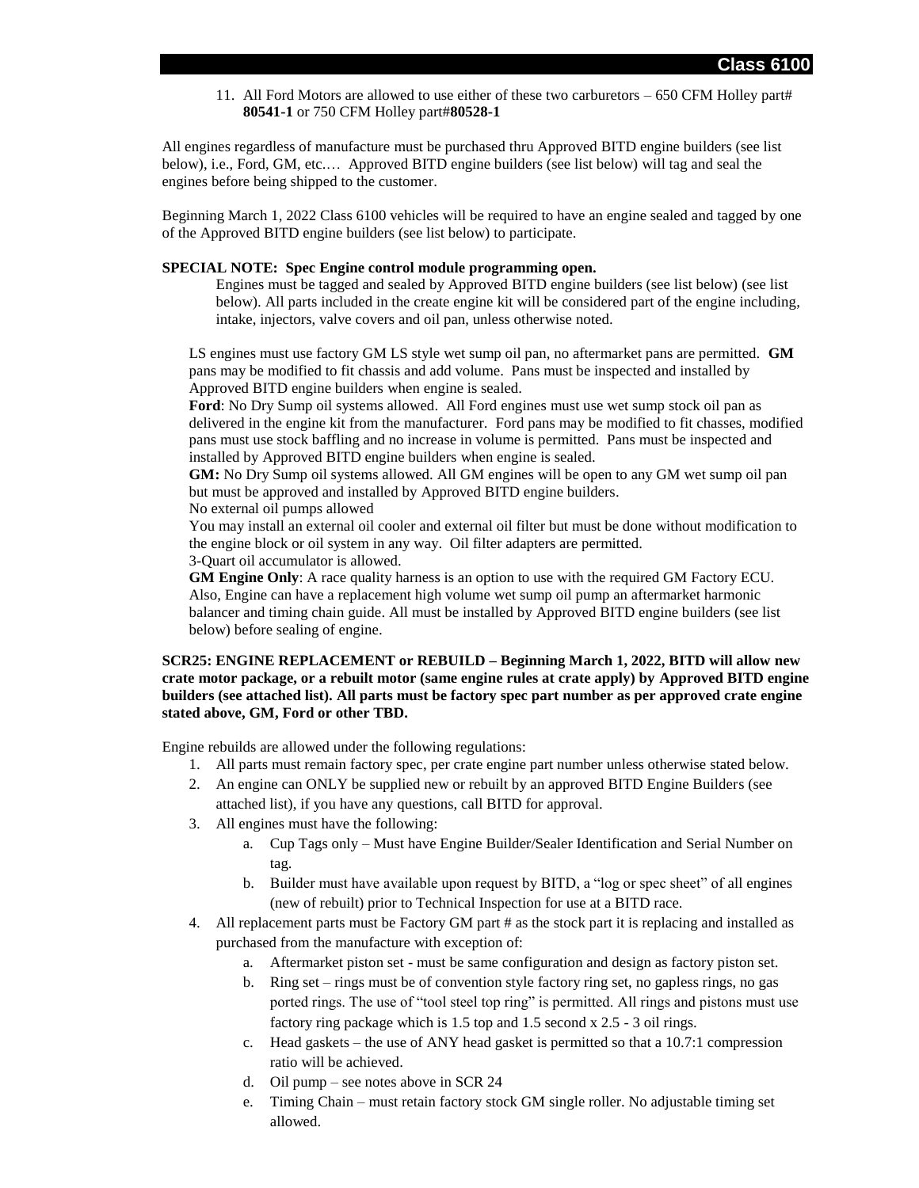11. All Ford Motors are allowed to use either of these two carburetors – 650 CFM Holley part# **80541-1** or 750 CFM Holley part#**80528-1**

All engines regardless of manufacture must be purchased thru Approved BITD engine builders (see list below), i.e., Ford, GM, etc.… Approved BITD engine builders (see list below) will tag and seal the engines before being shipped to the customer.

Beginning March 1, 2022 Class 6100 vehicles will be required to have an engine sealed and tagged by one of the Approved BITD engine builders (see list below) to participate.

**SPECIAL NOTE: Spec Engine control module programming open.**

Engines must be tagged and sealed by Approved BITD engine builders (see list below) (see list below). All parts included in the create engine kit will be considered part of the engine including, intake, injectors, valve covers and oil pan, unless otherwise noted.

LS engines must use factory GM LS style wet sump oil pan, no aftermarket pans are permitted. **GM** pans may be modified to fit chassis and add volume. Pans must be inspected and installed by Approved BITD engine builders when engine is sealed.

**Ford**: No Dry Sump oil systems allowed. All Ford engines must use wet sump stock oil pan as delivered in the engine kit from the manufacturer. Ford pans may be modified to fit chasses, modified pans must use stock baffling and no increase in volume is permitted. Pans must be inspected and installed by Approved BITD engine builders when engine is sealed.

**GM:** No Dry Sump oil systems allowed. All GM engines will be open to any GM wet sump oil pan but must be approved and installed by Approved BITD engine builders.

No external oil pumps allowed

You may install an external oil cooler and external oil filter but must be done without modification to the engine block or oil system in any way. Oil filter adapters are permitted.

3-Quart oil accumulator is allowed.

**GM Engine Only**: A race quality harness is an option to use with the required GM Factory ECU. Also, Engine can have a replacement high volume wet sump oil pump an aftermarket harmonic balancer and timing chain guide. All must be installed by Approved BITD engine builders (see list below) before sealing of engine.

**SCR25: ENGINE REPLACEMENT or REBUILD – Beginning March 1, 2022, BITD will allow new crate motor package, or a rebuilt motor (same engine rules at crate apply) by Approved BITD engine builders (see attached list). All parts must be factory spec part number as per approved crate engine stated above, GM, Ford or other TBD.**

Engine rebuilds are allowed under the following regulations:

1. All parts must remain factory spec, per crate engine part number unless otherwise stated below.
2. An engine can ONLY be supplied new or rebuilt by an approved BITD Engine Builders (see attached list), if you have any questions, call BITD for approval.
3. All engines must have the following:
    a. Cup Tags only – Must have Engine Builder/Sealer Identification and Serial Number on tag.
    b. Builder must have available upon request by BITD, a "log or spec sheet" of all engines (new of rebuilt) prior to Technical Inspection for use at a BITD race.
4. All replacement parts must be Factory GM part # as the stock part it is replacing and installed as purchased from the manufacture with exception of:
    a. Aftermarket piston set - must be same configuration and design as factory piston set.
    b. Ring set – rings must be of convention style factory ring set, no gapless rings, no gas ported rings. The use of "tool steel top ring" is permitted. All rings and pistons must use factory ring package which is 1.5 top and 1.5 second x 2.5 - 3 oil rings.
    c. Head gaskets – the use of ANY head gasket is permitted so that a 10.7:1 compression ratio will be achieved.
    d. Oil pump – see notes above in SCR 24
    e. Timing Chain – must retain factory stock GM single roller. No adjustable timing set allowed.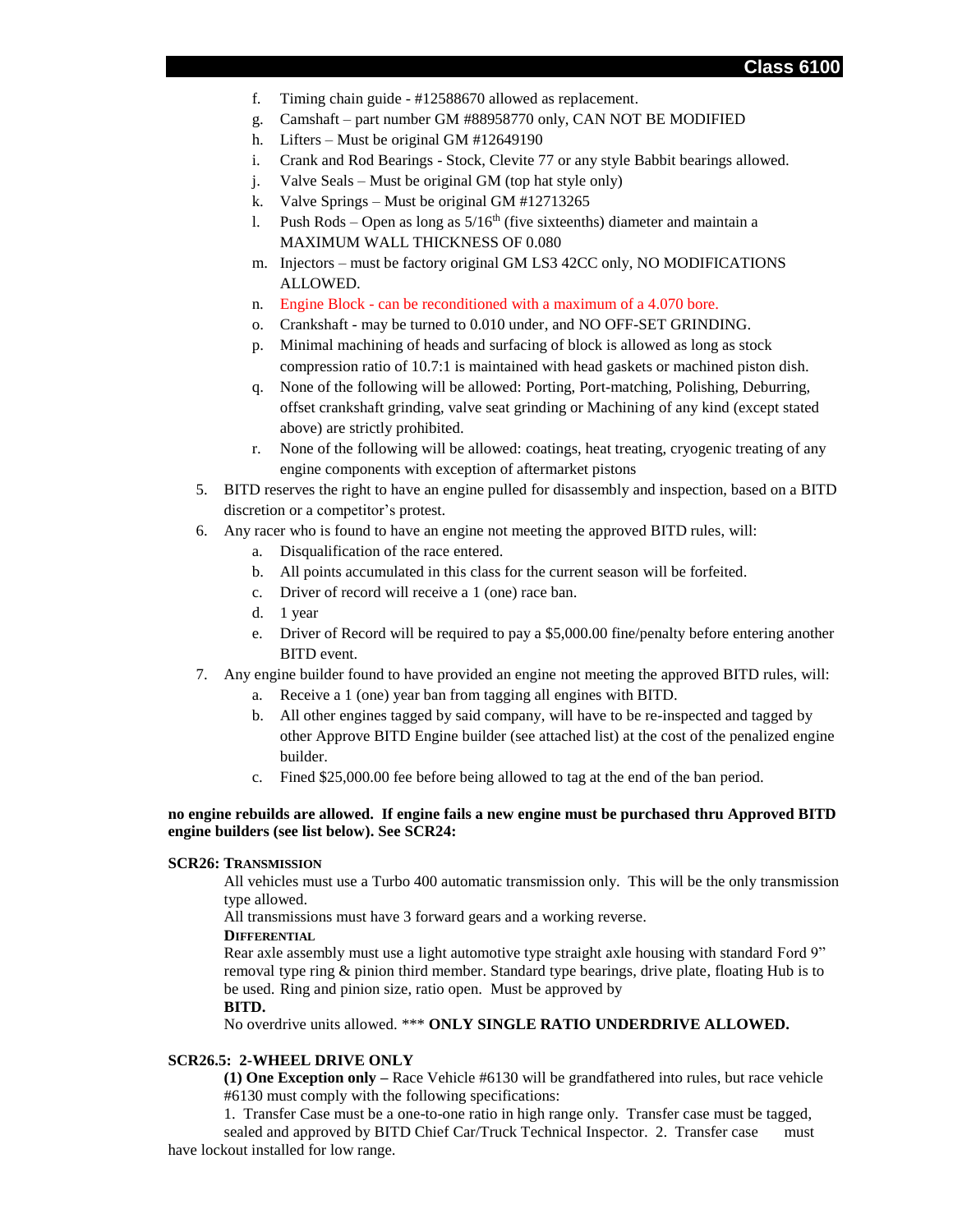f. Timing chain guide - #12588670 allowed as replacement.
g. Camshaft – part number GM #88958770 only, CAN NOT BE MODIFIED
h. Lifters – Must be original GM #12649190
i. Crank and Rod Bearings - Stock, Clevite 77 or any style Babbit bearings allowed.
j. Valve Seals – Must be original GM (top hat style only)
k. Valve Springs – Must be original GM #12713265
l. Push Rods – Open as long as 5/16th (five sixteenths) diameter and maintain a MAXIMUM WALL THICKNESS OF 0.080
m. Injectors – must be factory original GM LS3 42CC only, NO MODIFICATIONS ALLOWED.
n. Engine Block - can be reconditioned with a maximum of a 4.070 bore.
o. Crankshaft - may be turned to 0.010 under, and NO OFF-SET GRINDING.
p. Minimal machining of heads and surfacing of block is allowed as long as stock compression ratio of 10.7:1 is maintained with head gaskets or machined piston dish.
q. None of the following will be allowed: Porting, Port-matching, Polishing, Deburring, offset crankshaft grinding, valve seat grinding or Machining of any kind (except stated above) are strictly prohibited.
r. None of the following will be allowed: coatings, heat treating, cryogenic treating of any engine components with exception of aftermarket pistons

5. BITD reserves the right to have an engine pulled for disassembly and inspection, based on a BITD discretion or a competitor's protest.
6. Any racer who is found to have an engine not meeting the approved BITD rules, will:
   a. Disqualification of the race entered.
   b. All points accumulated in this class for the current season will be forfeited.
   c. Driver of record will receive a 1 (one) race ban.
   d. 1 year
   e. Driver of Record will be required to pay a $5,000.00 fine/penalty before entering another BITD event.
7. Any engine builder found to have provided an engine not meeting the approved BITD rules, will:
   a. Receive a 1 (one) year ban from tagging all engines with BITD.
   b. All other engines tagged by said company, will have to be re-inspected and tagged by other Approve BITD Engine builder (see attached list) at the cost of the penalized engine builder.
   c. Fined $25,000.00 fee before being allowed to tag at the end of the ban period.

**no engine rebuilds are allowed. If engine fails a new engine must be purchased thru Approved BITD engine builders (see list below). See SCR24:**

**SCR26: TRANSMISSION**

All vehicles must use a Turbo 400 automatic transmission only. This will be the only transmission type allowed.

All transmissions must have 3 forward gears and a working reverse.

**DIFFERENTIAL**

Rear axle assembly must use a light automotive type straight axle housing with standard Ford 9" removal type ring & pinion third member. Standard type bearings, drive plate, floating Hub is to be used. Ring and pinion size, ratio open. Must be approved by **BITD.**

No overdrive units allowed. *** **ONLY SINGLE RATIO UNDERDRIVE ALLOWED.**

**SCR26.5: 2-WHEEL DRIVE ONLY**

**(1) One Exception only –** Race Vehicle #6130 will be grandfathered into rules, but race vehicle #6130 must comply with the following specifications:

1. Transfer Case must be a one-to-one ratio in high range only. Transfer case must be tagged, sealed and approved by BITD Chief Car/Truck Technical Inspector. 2. Transfer case must have lockout installed for low range.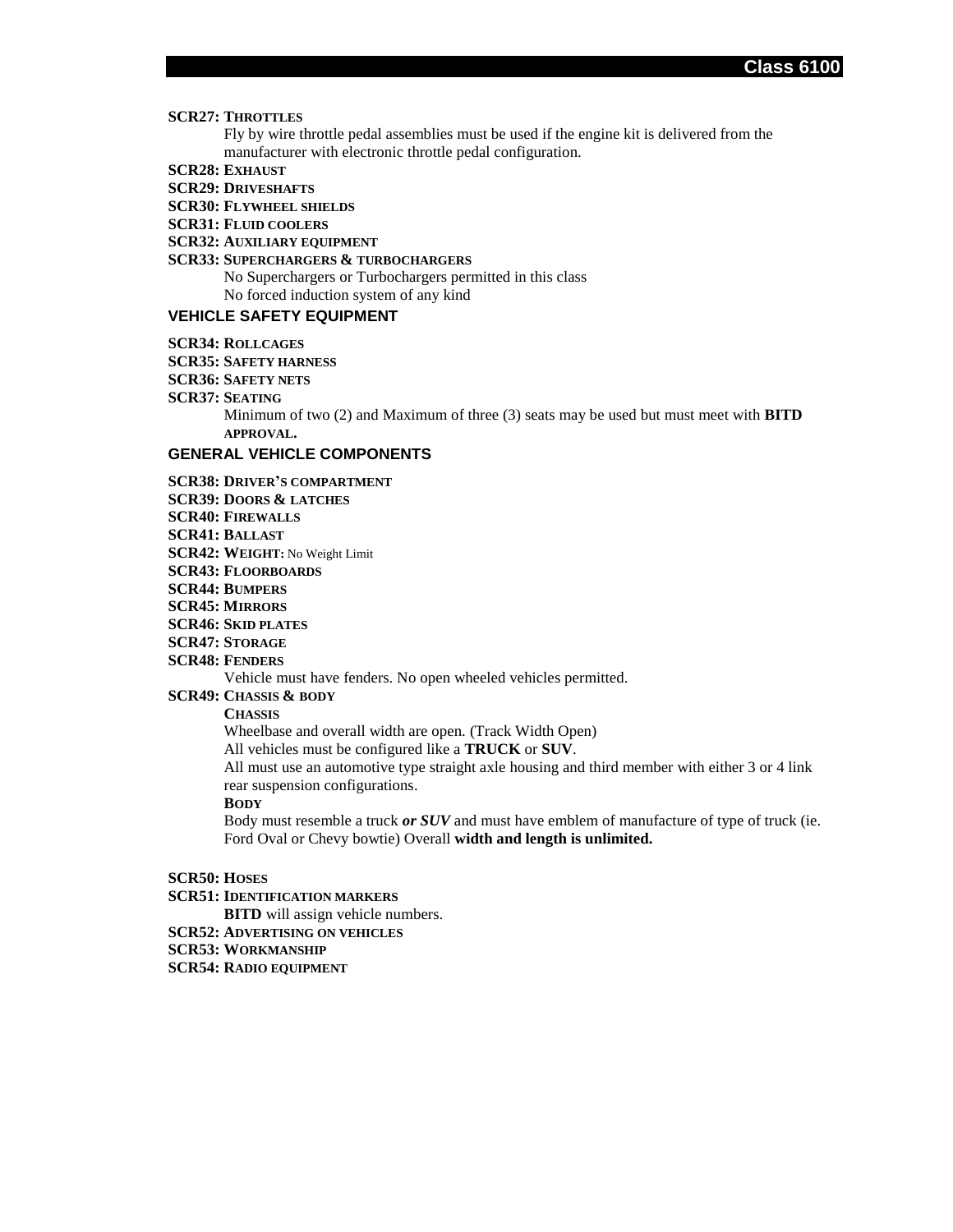**SCR27: THROTTLES**

Fly by wire throttle pedal assemblies must be used if the engine kit is delivered from the manufacturer with electronic throttle pedal configuration.

**SCR28: EXHAUST**

**SCR29: DRIVESHAFTS**

**SCR30: FLYWHEEL SHIELDS**

**SCR31: FLUID COOLERS**

**SCR32: AUXILIARY EQUIPMENT**

**SCR33: SUPERCHARGERS & TURBOCHARGERS**

No Superchargers or Turbochargers permitted in this class
No forced induction system of any kind

## VEHICLE SAFETY EQUIPMENT

**SCR34: ROLLCAGES**

**SCR35: SAFETY HARNESS**

**SCR36: SAFETY NETS**

**SCR37: SEATING**

Minimum of two (2) and Maximum of three (3) seats may be used but must meet with **BITD APPROVAL.**

## GENERAL VEHICLE COMPONENTS

**SCR38: DRIVER'S COMPARTMENT**

**SCR39: DOORS & LATCHES**

**SCR40: FIREWALLS**

**SCR41: BALLAST**

**SCR42: WEIGHT:** No Weight Limit

**SCR43: FLOORBOARDS**

**SCR44: BUMPERS**

**SCR45: MIRRORS**

**SCR46: SKID PLATES**

**SCR47: STORAGE**

**SCR48: FENDERS**

Vehicle must have fenders. No open wheeled vehicles permitted.

**SCR49: CHASSIS & BODY**

**CHASSIS**

Wheelbase and overall width are open. (Track Width Open)
All vehicles must be configured like a **TRUCK** or **SUV**.
All must use an automotive type straight axle housing and third member with either 3 or 4 link rear suspension configurations.

**BODY**

Body must resemble a truck ***or SUV*** and must have emblem of manufacture of type of truck (ie. Ford Oval or Chevy bowtie) Overall **width and length is unlimited.**

**SCR50: HOSES**

**SCR51: IDENTIFICATION MARKERS**

**BITD** will assign vehicle numbers.

**SCR52: ADVERTISING ON VEHICLES**

**SCR53: WORKMANSHIP**

**SCR54: RADIO EQUIPMENT**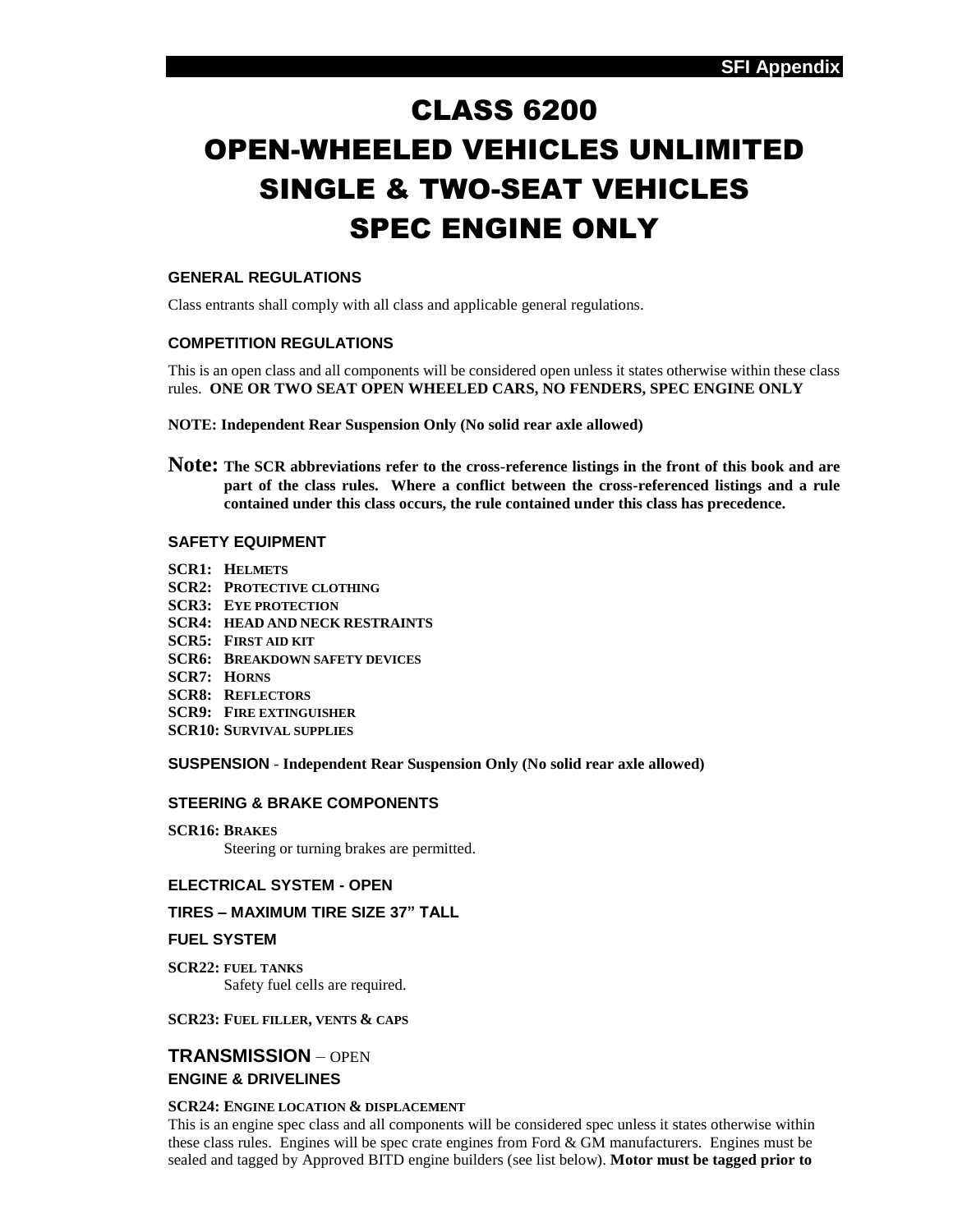# CLASS 6200
# OPEN-WHEELED VEHICLES UNLIMITED
# SINGLE & TWO-SEAT VEHICLES
# SPEC ENGINE ONLY

### GENERAL REGULATIONS

Class entrants shall comply with all class and applicable general regulations.

### COMPETITION REGULATIONS

This is an open class and all components will be considered open unless it states otherwise within these class rules. **ONE OR TWO SEAT OPEN WHEELED CARS, NO FENDERS, SPEC ENGINE ONLY**

**NOTE: Independent Rear Suspension Only (No solid rear axle allowed)**

**Note: The SCR abbreviations refer to the cross-reference listings in the front of this book and are part of the class rules. Where a conflict between the cross-referenced listings and a rule contained under this class occurs, the rule contained under this class has precedence.**

### SAFETY EQUIPMENT

**SCR1: HELMETS**
**SCR2: PROTECTIVE CLOTHING**
**SCR3: EYE PROTECTION**
**SCR4: HEAD AND NECK RESTRAINTS**
**SCR5: FIRST AID KIT**
**SCR6: BREAKDOWN SAFETY DEVICES**
**SCR7: HORNS**
**SCR8: REFLECTORS**
**SCR9: FIRE EXTINGUISHER**
**SCR10: SURVIVAL SUPPLIES**

**SUSPENSION** - **Independent Rear Suspension Only (No solid rear axle allowed)**

### STEERING & BRAKE COMPONENTS

**SCR16: BRAKES**
Steering or turning brakes are permitted.

### ELECTRICAL SYSTEM - OPEN

### TIRES – MAXIMUM TIRE SIZE 37" TALL

### FUEL SYSTEM

**SCR22: FUEL TANKS**
Safety fuel cells are required.

**SCR23: FUEL FILLER, VENTS & CAPS**

## TRANSMISSION – OPEN

### ENGINE & DRIVELINES

**SCR24: ENGINE LOCATION & DISPLACEMENT**

This is an engine spec class and all components will be considered spec unless it states otherwise within these class rules. Engines will be spec crate engines from Ford & GM manufacturers. Engines must be sealed and tagged by Approved BITD engine builders (see list below). **Motor must be tagged prior to**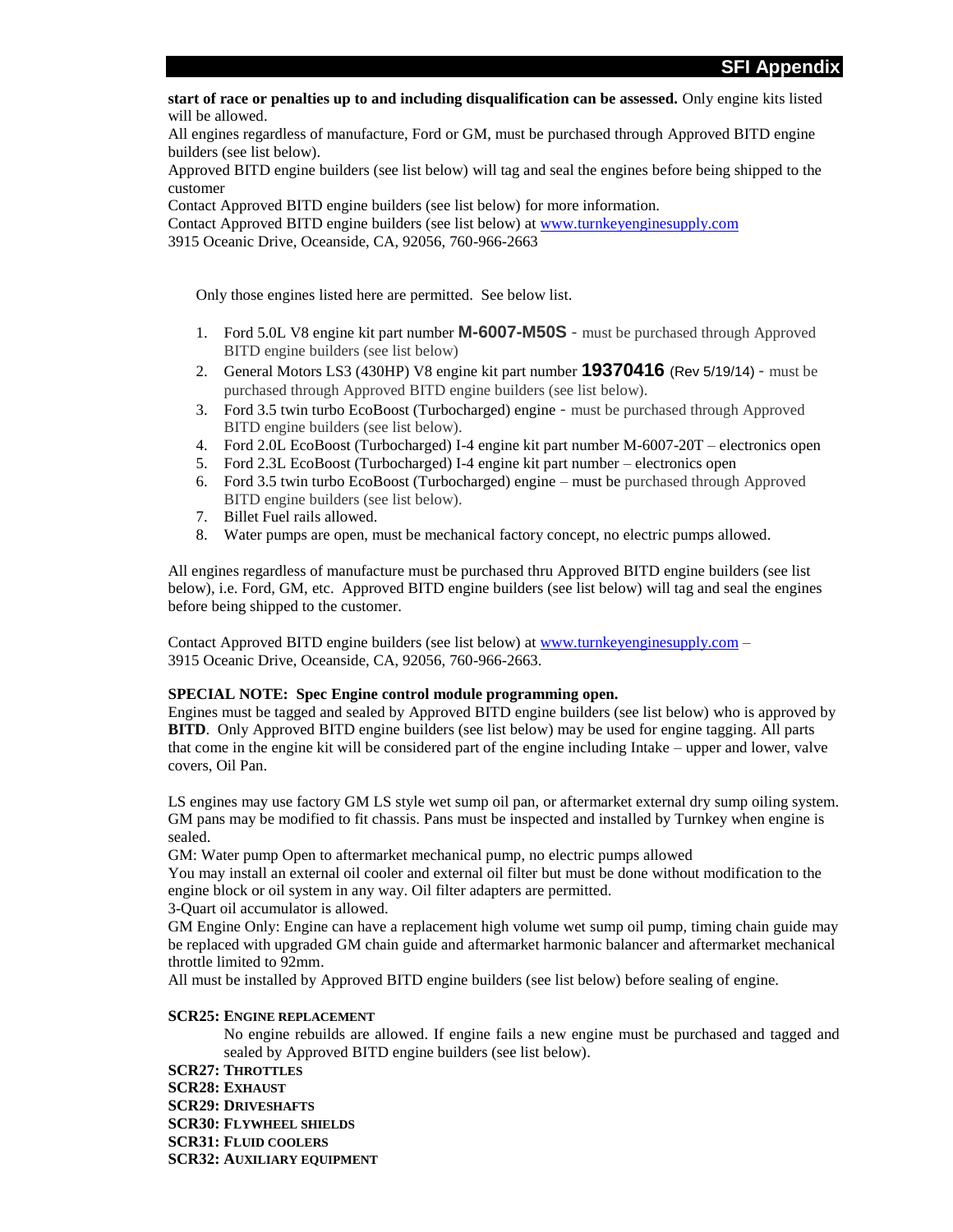**start of race or penalties up to and including disqualification can be assessed.** Only engine kits listed will be allowed.

All engines regardless of manufacture, Ford or GM, must be purchased through Approved BITD engine builders (see list below).

Approved BITD engine builders (see list below) will tag and seal the engines before being shipped to the customer

Contact Approved BITD engine builders (see list below) for more information.

Contact Approved BITD engine builders (see list below) at www.turnkeyenginesupply.com

3915 Oceanic Drive, Oceanside, CA, 92056, 760-966-2663

Only those engines listed here are permitted. See below list.

1. Ford 5.0L V8 engine kit part number **M-6007-M50S** - must be purchased through Approved BITD engine builders (see list below)
2. General Motors LS3 (430HP) V8 engine kit part number **19370416** (Rev 5/19/14) - must be purchased through Approved BITD engine builders (see list below).
3. Ford 3.5 twin turbo EcoBoost (Turbocharged) engine - must be purchased through Approved BITD engine builders (see list below).
4. Ford 2.0L EcoBoost (Turbocharged) I-4 engine kit part number M-6007-20T – electronics open
5. Ford 2.3L EcoBoost (Turbocharged) I-4 engine kit part number – electronics open
6. Ford 3.5 twin turbo EcoBoost (Turbocharged) engine – must be purchased through Approved BITD engine builders (see list below).
7. Billet Fuel rails allowed.
8. Water pumps are open, must be mechanical factory concept, no electric pumps allowed.

All engines regardless of manufacture must be purchased thru Approved BITD engine builders (see list below), i.e. Ford, GM, etc. Approved BITD engine builders (see list below) will tag and seal the engines before being shipped to the customer.

Contact Approved BITD engine builders (see list below) at www.turnkeyenginesupply.com – 3915 Oceanic Drive, Oceanside, CA, 92056, 760-966-2663.

**SPECIAL NOTE: Spec Engine control module programming open.**

Engines must be tagged and sealed by Approved BITD engine builders (see list below) who is approved by **BITD**. Only Approved BITD engine builders (see list below) may be used for engine tagging. All parts that come in the engine kit will be considered part of the engine including Intake – upper and lower, valve covers, Oil Pan.

LS engines may use factory GM LS style wet sump oil pan, or aftermarket external dry sump oiling system. GM pans may be modified to fit chassis. Pans must be inspected and installed by Turnkey when engine is sealed.

GM: Water pump Open to aftermarket mechanical pump, no electric pumps allowed

You may install an external oil cooler and external oil filter but must be done without modification to the engine block or oil system in any way. Oil filter adapters are permitted.

3-Quart oil accumulator is allowed.

GM Engine Only: Engine can have a replacement high volume wet sump oil pump, timing chain guide may be replaced with upgraded GM chain guide and aftermarket harmonic balancer and aftermarket mechanical throttle limited to 92mm.

All must be installed by Approved BITD engine builders (see list below) before sealing of engine.

**SCR25: ENGINE REPLACEMENT**

No engine rebuilds are allowed. If engine fails a new engine must be purchased and tagged and sealed by Approved BITD engine builders (see list below).

**SCR27: THROTTLES**

**SCR28: EXHAUST**

**SCR29: DRIVESHAFTS**

**SCR30: FLYWHEEL SHIELDS**

**SCR31: FLUID COOLERS**

**SCR32: AUXILIARY EQUIPMENT**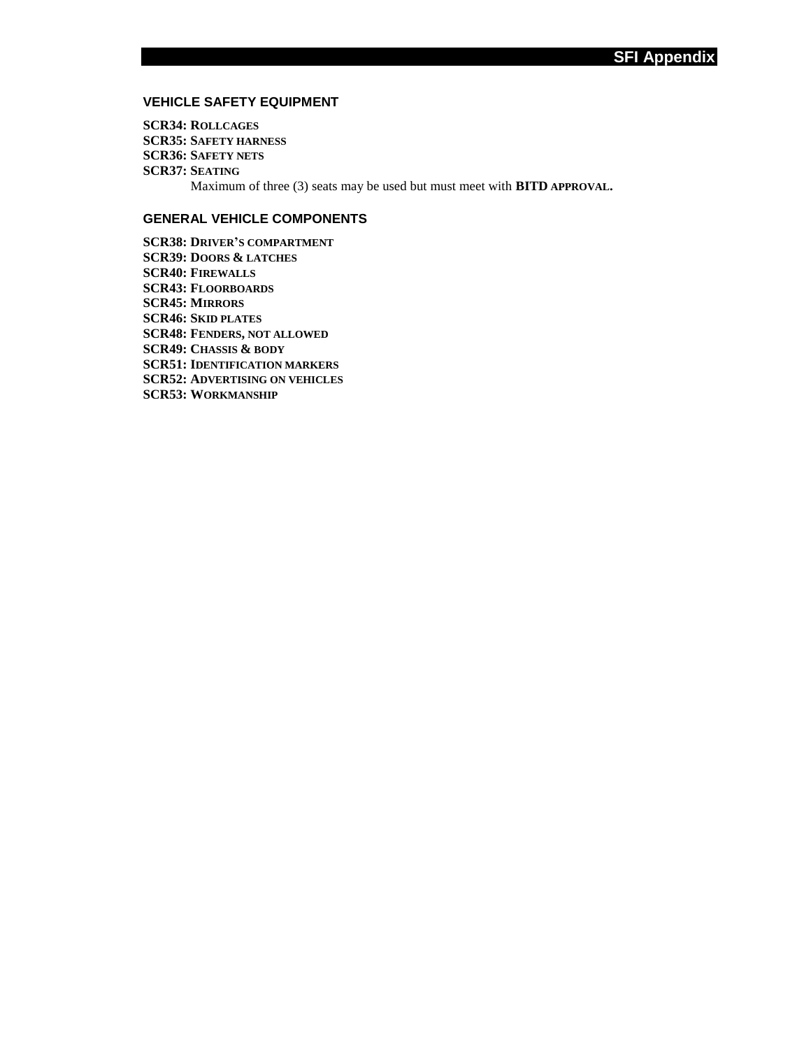## VEHICLE SAFETY EQUIPMENT

**SCR34: ROLLCAGES**
**SCR35: SAFETY HARNESS**
**SCR36: SAFETY NETS**
**SCR37: SEATING**

Maximum of three (3) seats may be used but must meet with **BITD APPROVAL.**

## GENERAL VEHICLE COMPONENTS

**SCR38: DRIVER'S COMPARTMENT**
**SCR39: DOORS & LATCHES**
**SCR40: FIREWALLS**
**SCR43: FLOORBOARDS**
**SCR45: MIRRORS**
**SCR46: SKID PLATES**
**SCR48: FENDERS, NOT ALLOWED**
**SCR49: CHASSIS & BODY**
**SCR51: IDENTIFICATION MARKERS**
**SCR52: ADVERTISING ON VEHICLES**
**SCR53: WORKMANSHIP**